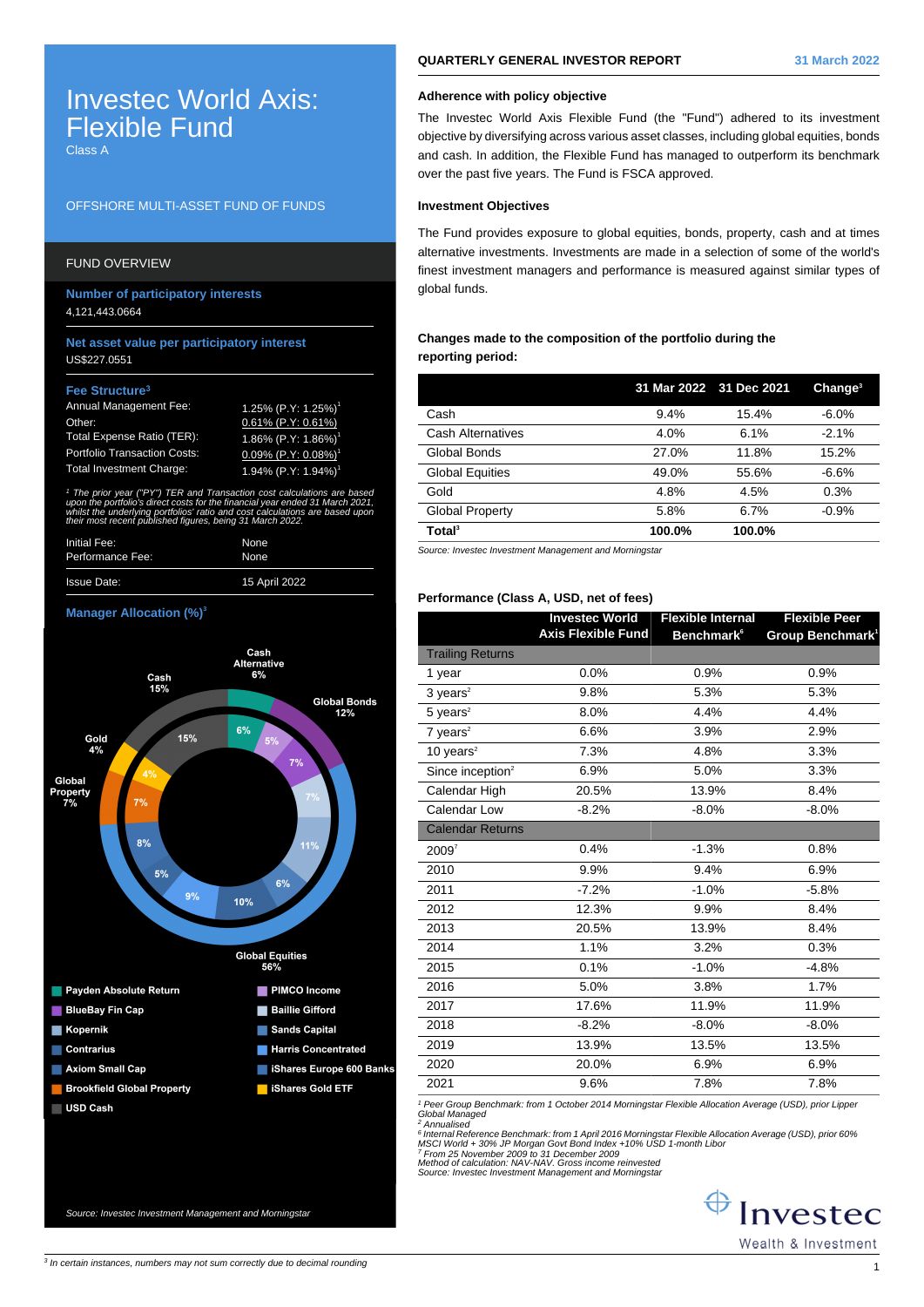# Investec World Axis: Flexible Fund

Class A

OFFSHORE MULTI-ASSET FUND OF FUNDS

## FUND OVERVIEW

**Number of participatory interests**

4,121,443.0664

**Net asset value per participatory interest**

US$227.0551

**Fee Structure[3]**

| | |
|---|---|
| Annual Management Fee: | 1.25% (P.Y: 1.25%)[1] |
| Other: | 0.61% (P.Y: 0.61%) |
| Total Expense Ratio (TER): | 1.86% (P.Y: 1.86%)[1] |
| Portfolio Transaction Costs: | 0.09% (P.Y: 0.08%)[1] |
| Total Investment Charge: | 1.94% (P.Y: 1.94%)[1] |

*[1] The prior year ("PY") TER and Transaction cost calculations are based upon the portfolio's direct costs for the financial year ended 31 March 2021, whilst the underlying portfolios' ratio and cost calculations are based upon their most recent published figures, being 31 March 2022.*

| | |
|---|---|
| Initial Fee: | None |
| Performance Fee: | None |
| Issue Date: | 15 April 2022 |

**Manager Allocation (%)[3]**

Outer ring: Cash 15%; Cash Alternative 6%; Global Bonds 12%; Global Equities 56%; Global Property 7%; Gold 4%

Inner ring: 6%, 5%, 7%, 7%, 11%, 6%, 10%, 9%, 5%, 8%, 7%, 4%, 15%

- Payden Absolute Return
- BlueBay Fin Cap
- Kopernik
- Contrarius
- Axiom Small Cap
- Brookfield Global Property
- USD Cash
- PIMCO Income
- Baillie Gifford
- Sands Capital
- Harris Concentrated
- iShares Europe 600 Banks
- iShares Gold ETF

*Source: Investec Investment Management and Morningstar*

## QUARTERLY GENERAL INVESTOR REPORT

31 March 2022

### Adherence with policy objective

The Investec World Axis Flexible Fund (the "Fund") adhered to its investment objective by diversifying across various asset classes, including global equities, bonds and cash. In addition, the Flexible Fund has managed to outperform its benchmark over the past five years. The Fund is FSCA approved.

### Investment Objectives

The Fund provides exposure to global equities, bonds, property, cash and at times alternative investments. Investments are made in a selection of some of the world's finest investment managers and performance is measured against similar types of global funds.

### Changes made to the composition of the portfolio during the reporting period:

| | 31 Mar 2022 | 31 Dec 2021 | Change[3] |
|---|---|---|---|
| Cash | 9.4% | 15.4% | -6.0% |
| Cash Alternatives | 4.0% | 6.1% | -2.1% |
| Global Bonds | 27.0% | 11.8% | 15.2% |
| Global Equities | 49.0% | 55.6% | -6.6% |
| Gold | 4.8% | 4.5% | 0.3% |
| Global Property | 5.8% | 6.7% | -0.9% |
| **Total[3]** | **100.0%** | **100.0%** | |

*Source: Investec Investment Management and Morningstar*

### Performance (Class A, USD, net of fees)

| | Investec World Axis Flexible Fund | Flexible Internal Benchmark[6] | Flexible Peer Group Benchmark[1] |
|---|---|---|---|
| **Trailing Returns** | | | |
| 1 year | 0.0% | 0.9% | 0.9% |
| 3 years[2] | 9.8% | 5.3% | 5.3% |
| 5 years[2] | 8.0% | 4.4% | 4.4% |
| 7 years[2] | 6.6% | 3.9% | 2.9% |
| 10 years[2] | 7.3% | 4.8% | 3.3% |
| Since inception[2] | 6.9% | 5.0% | 3.3% |
| Calendar High | 20.5% | 13.9% | 8.4% |
| Calendar Low | -8.2% | -8.0% | -8.0% |
| **Calendar Returns** | | | |
| 2009[7] | 0.4% | -1.3% | 0.8% |
| 2010 | 9.9% | 9.4% | 6.9% |
| 2011 | -7.2% | -1.0% | -5.8% |
| 2012 | 12.3% | 9.9% | 8.4% |
| 2013 | 20.5% | 13.9% | 8.4% |
| 2014 | 1.1% | 3.2% | 0.3% |
| 2015 | 0.1% | -1.0% | -4.8% |
| 2016 | 5.0% | 3.8% | 1.7% |
| 2017 | 17.6% | 11.9% | 11.9% |
| 2018 | -8.2% | -8.0% | -8.0% |
| 2019 | 13.9% | 13.5% | 13.5% |
| 2020 | 20.0% | 6.9% | 6.9% |
| 2021 | 9.6% | 7.8% | 7.8% |

*[1] Peer Group Benchmark: from 1 October 2014 Morningstar Flexible Allocation Average (USD), prior Lipper Global Managed*
*[2] Annualised*
*[6] Internal Reference Benchmark: from 1 April 2016 Morningstar Flexible Allocation Average (USD), prior 60% MSCI World + 30% JP Morgan Govt Bond Index +10% USD 1-month Libor*
*[7] From 25 November 2009 to 31 December 2009*
*Method of calculation: NAV-NAV. Gross income reinvested*
*Source: Investec Investment Management and Morningstar*

Investec Wealth & Investment

*[3] In certain instances, numbers may not sum correctly due to decimal rounding*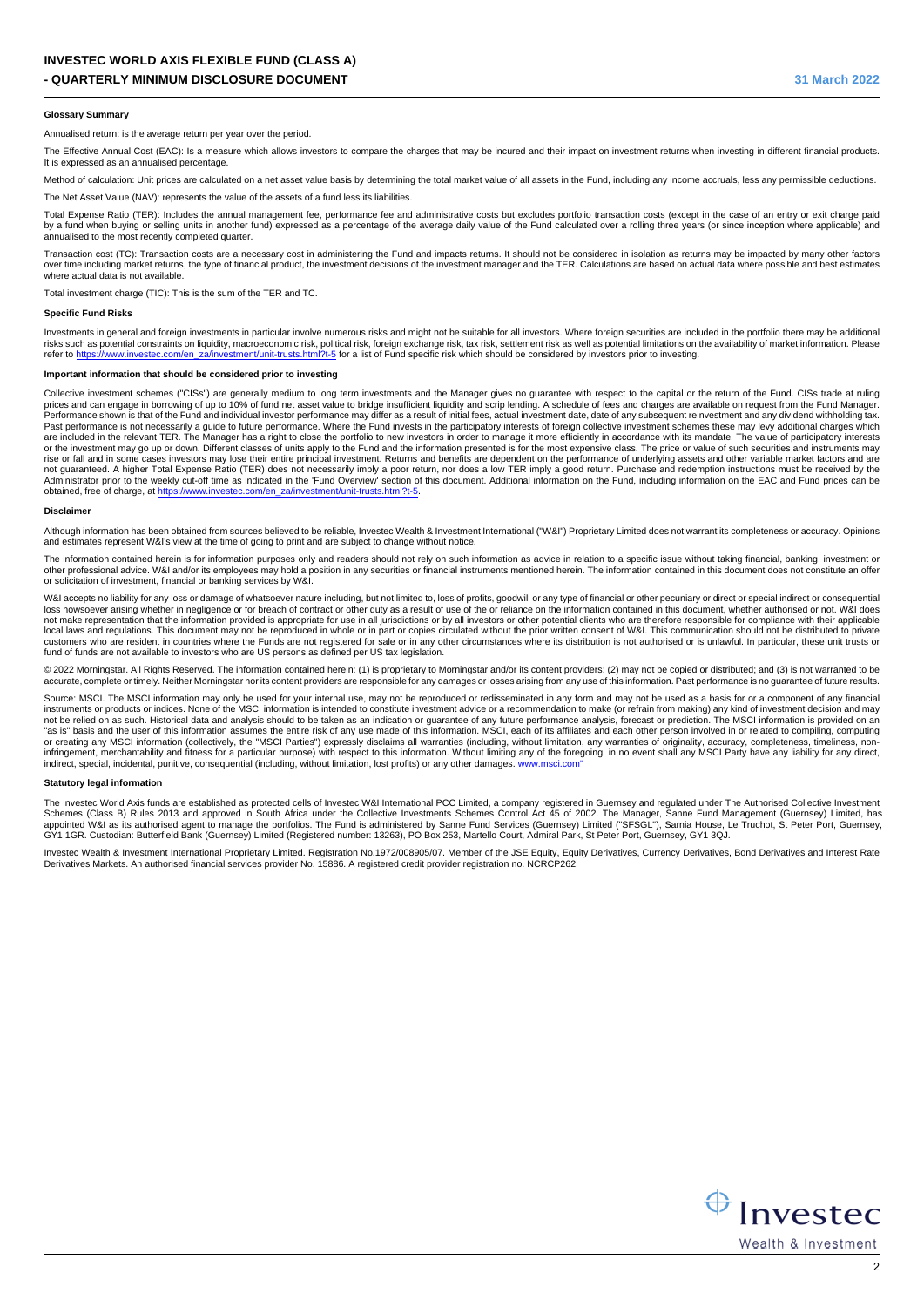## Glossary Summary

Annualised return: is the average return per year over the period.

The Effective Annual Cost (EAC): Is a measure which allows investors to compare the charges that may be incured and their impact on investment returns when investing in different financial products. It is expressed as an annualised percentage.

Method of calculation: Unit prices are calculated on a net asset value basis by determining the total market value of all assets in the Fund, including any income accruals, less any permissible deductions.

The Net Asset Value (NAV): represents the value of the assets of a fund less its liabilities.

Total Expense Ratio (TER): Includes the annual management fee, performance fee and administrative costs but excludes portfolio transaction costs (except in the case of an entry or exit charge paid by a fund when buying or selling units in another fund) expressed as a percentage of the average daily value of the Fund calculated over a rolling three years (or since inception where applicable) and annualised to the most recently completed quarter.

Transaction cost (TC): Transaction costs are a necessary cost in administering the Fund and impacts returns. It should not be considered in isolation as returns may be impacted by many other factors over time including market returns, the type of financial product, the investment decisions of the investment manager and the TER. Calculations are based on actual data where possible and best estimates where actual data is not available.

Total investment charge (TIC): This is the sum of the TER and TC.

## Specific Fund Risks

Investments in general and foreign investments in particular involve numerous risks and might not be suitable for all investors. Where foreign securities are included in the portfolio there may be additional risks such as potential constraints on liquidity, macroeconomic risk, political risk, foreign exchange risk, tax risk, settlement risk as well as potential limitations on the availability of market information. Please refer to https://www.investec.com/en_za/investment/unit-trusts.html?t-5 for a list of Fund specific risk which should be considered by investors prior to investing.

## Important information that should be considered prior to investing

Collective investment schemes ("CISs") are generally medium to long term investments and the Manager gives no guarantee with respect to the capital or the return of the Fund. CISs trade at ruling prices and can engage in borrowing of up to 10% of fund net asset value to bridge insufficient liquidity and scrip lending. A schedule of fees and charges are available on request from the Fund Manager. Performance shown is that of the Fund and individual investor performance may differ as a result of initial fees, actual investment date, date of any subsequent reinvestment and any dividend withholding tax. Past performance is not necessarily a guide to future performance. Where the Fund invests in the participatory interests of foreign collective investment schemes these may levy additional charges which are included in the relevant TER. The Manager has a right to close the portfolio to new investors in order to manage it more efficiently in accordance with its mandate. The value of participatory interests or the investment may go up or down. Different classes of units apply to the Fund and the information presented is for the most expensive class. The price or value of such securities and instruments may rise or fall and in some cases investors may lose their entire principal investment. Returns and benefits are dependent on the performance of underlying assets and other variable market factors and are not guaranteed. A higher Total Expense Ratio (TER) does not necessarily imply a poor return, nor does a low TER imply a good return. Purchase and redemption instructions must be received by the Administrator prior to the weekly cut-off time as indicated in the 'Fund Overview' section of this document. Additional information on the Fund, including information on the EAC and Fund prices can be obtained, free of charge, at https://www.investec.com/en_za/investment/unit-trusts.html?t-5.

## Disclaimer

Although information has been obtained from sources believed to be reliable, Investec Wealth & Investment International ("W&I") Proprietary Limited does not warrant its completeness or accuracy. Opinions and estimates represent W&I's view at the time of going to print and are subject to change without notice.

The information contained herein is for information purposes only and readers should not rely on such information as advice in relation to a specific issue without taking financial, banking, investment or other professional advice. W&I and/or its employees may hold a position in any securities or financial instruments mentioned herein. The information contained in this document does not constitute an offer or solicitation of investment, financial or banking services by W&I.

W&I accepts no liability for any loss or damage of whatsoever nature including, but not limited to, loss of profits, goodwill or any type of financial or other pecuniary or direct or special indirect or consequential loss howsoever arising whether in negligence or for breach of contract or other duty as a result of use of the or reliance on the information contained in this document, whether authorised or not. W&I does not make representation that the information provided is appropriate for use in all jurisdictions or by all investors or other potential clients who are therefore responsible for compliance with their applicable local laws and regulations. This document may not be reproduced in whole or in part or copies circulated without the prior written consent of W&I. This communication should not be distributed to private customers who are resident in countries where the Funds are not registered for sale or in any other circumstances where its distribution is not authorised or is unlawful. In particular, these unit trusts or fund of funds are not available to investors who are US persons as defined per US tax legislation.

© 2022 Morningstar. All Rights Reserved. The information contained herein: (1) is proprietary to Morningstar and/or its content providers; (2) may not be copied or distributed; and (3) is not warranted to be accurate, complete or timely. Neither Morningstar nor its content providers are responsible for any damages or losses arising from any use of this information. Past performance is no guarantee of future results.

Source: MSCI. The MSCI information may only be used for your internal use, may not be reproduced or redisseminated in any form and may not be used as a basis for or a component of any financial instruments or products or indices. None of the MSCI information is intended to constitute investment advice or a recommendation to make (or refrain from making) any kind of investment decision and may not be relied on as such. Historical data and analysis should to be taken as an indication or guarantee of any future performance analysis, forecast or prediction. The MSCI information is provided on an "as is" basis and the user of this information assumes the entire risk of any use made of this information. MSCI, each of its affiliates and each other person involved in or related to compiling, computing or creating any MSCI information (collectively, the "MSCI Parties") expressly disclaims all warranties (including, without limitation, any warranties of originality, accuracy, completeness, timeliness, non-infringement, merchantability and fitness for a particular purpose) with respect to this information. Without limiting any of the foregoing, in no event shall any MSCI Party have any liability for any direct, indirect, special, incidental, punitive, consequential (including, without limitation, lost profits) or any other damages. www.msci.com"

## Statutory legal information

The Investec World Axis funds are established as protected cells of Investec W&I International PCC Limited, a company registered in Guernsey and regulated under The Authorised Collective Investment Schemes (Class B) Rules 2013 and approved in South Africa under the Collective Investments Schemes Control Act 45 of 2002. The Manager, Sanne Fund Management (Guernsey) Limited, has appointed W&I as its authorised agent to manage the portfolios. The Fund is administered by Sanne Fund Services (Guernsey) Limited ("SFSGL"), Sarnia House, Le Truchot, St Peter Port, Guernsey, GY1 1GR. Custodian: Butterfield Bank (Guernsey) Limited (Registered number: 13263), PO Box 253, Martello Court, Admiral Park, St Peter Port, Guernsey, GY1 3QJ.

Investec Wealth & Investment International Proprietary Limited. Registration No.1972/008905/07. Member of the JSE Equity, Equity Derivatives, Currency Derivatives, Bond Derivatives and Interest Rate Derivatives Markets. An authorised financial services provider No. 15886. A registered credit provider registration no. NCRCP262.